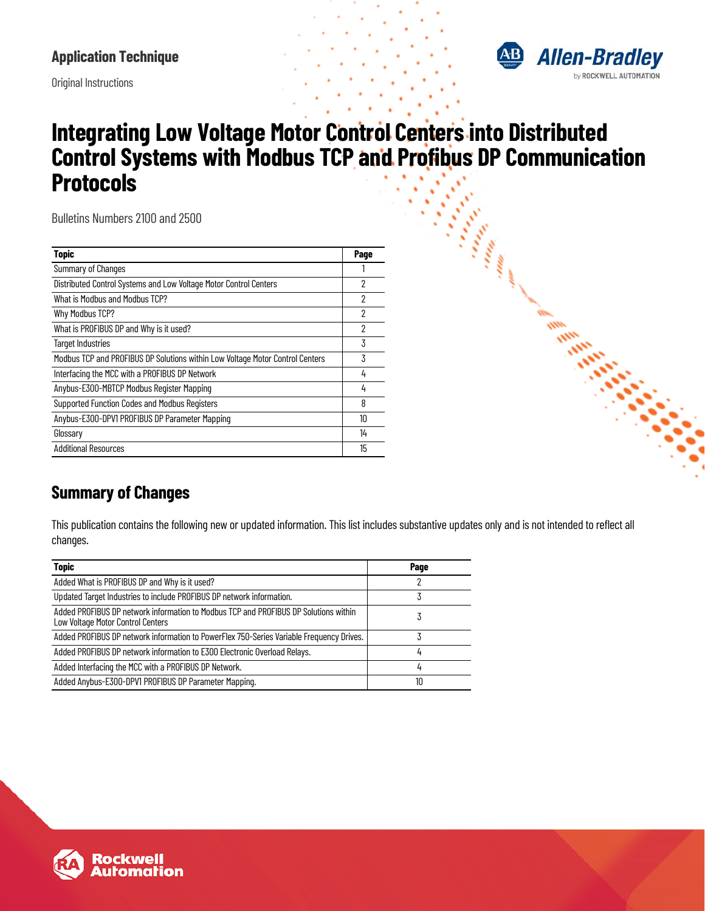**Application Technique**

Original Instructions

# Integrating Low Voltage Motor Control Centers into Distributed Control Systems with Modbus TCP and Profibus DP Communication Protocols

Bulletins Numbers 2100 and 2500

| Topic | Page |
|---|---|
| Summary of Changes | 1 |
| Distributed Control Systems and Low Voltage Motor Control Centers | 2 |
| What is Modbus and Modbus TCP? | 2 |
| Why Modbus TCP? | 2 |
| What is PROFIBUS DP and Why is it used? | 2 |
| Target Industries | 3 |
| Modbus TCP and PROFIBUS DP Solutions within Low Voltage Motor Control Centers | 3 |
| Interfacing the MCC with a PROFIBUS DP Network | 4 |
| Anybus-E300-MBTCP Modbus Register Mapping | 4 |
| Supported Function Codes and Modbus Registers | 8 |
| Anybus-E300-DPV1 PROFIBUS DP Parameter Mapping | 10 |
| Glossary | 14 |
| Additional Resources | 15 |

## Summary of Changes

This publication contains the following new or updated information. This list includes substantive updates only and is not intended to reflect all changes.

| Topic | Page |
|---|---|
| Added What is PROFIBUS DP and Why is it used? | 2 |
| Updated Target Industries to include PROFIBUS DP network information. | 3 |
| Added PROFIBUS DP network information to Modbus TCP and PROFIBUS DP Solutions within Low Voltage Motor Control Centers | 3 |
| Added PROFIBUS DP network information to PowerFlex 750-Series Variable Frequency Drives. | 3 |
| Added PROFIBUS DP network information to E300 Electronic Overload Relays. | 4 |
| Added Interfacing the MCC with a PROFIBUS DP Network. | 4 |
| Added Anybus-E300-DPV1 PROFIBUS DP Parameter Mapping. | 10 |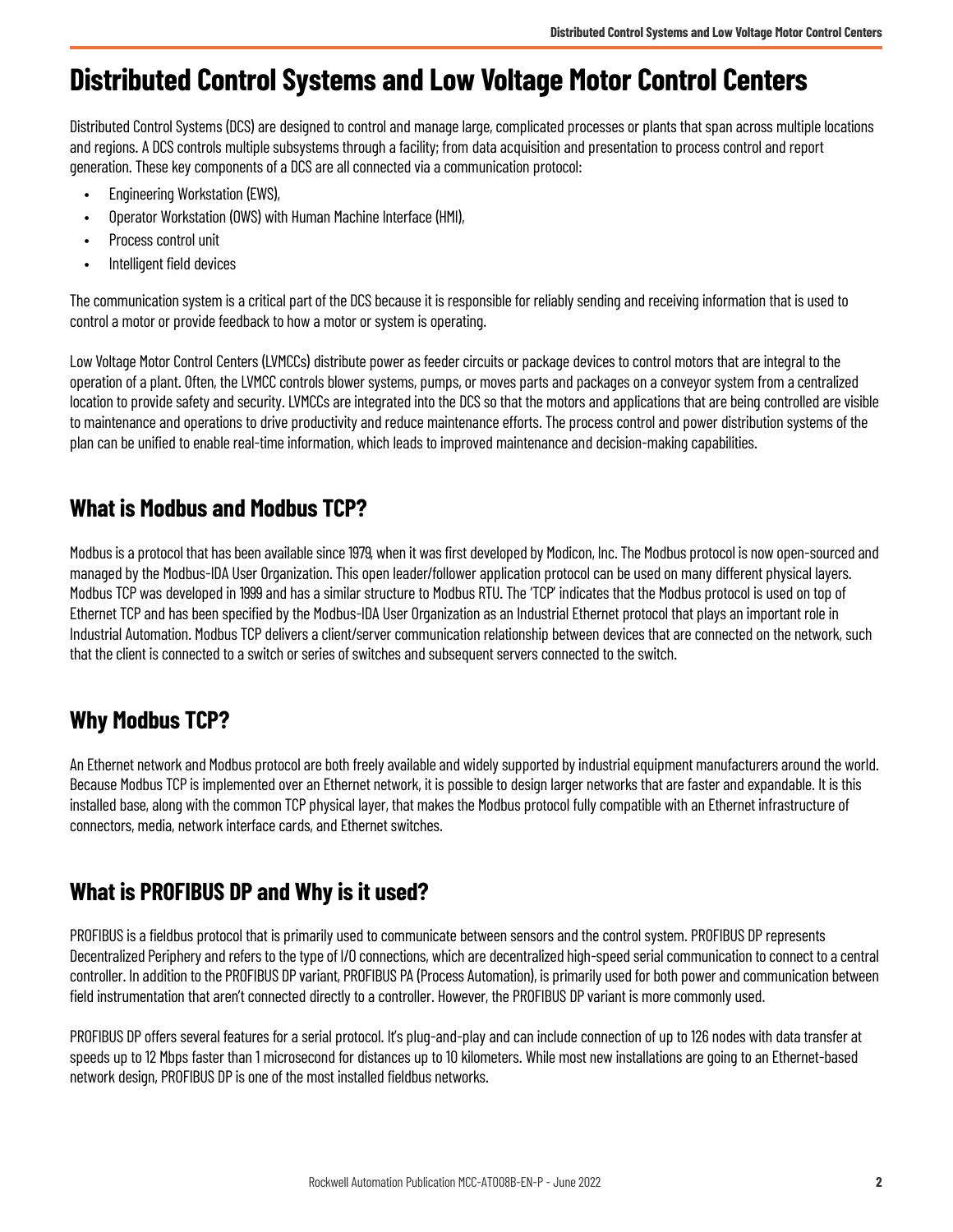# Distributed Control Systems and Low Voltage Motor Control Centers

Distributed Control Systems (DCS) are designed to control and manage large, complicated processes or plants that span across multiple locations and regions. A DCS controls multiple subsystems through a facility; from data acquisition and presentation to process control and report generation. These key components of a DCS are all connected via a communication protocol:

- Engineering Workstation (EWS),
- Operator Workstation (OWS) with Human Machine Interface (HMI),
- Process control unit
- Intelligent field devices

The communication system is a critical part of the DCS because it is responsible for reliably sending and receiving information that is used to control a motor or provide feedback to how a motor or system is operating.

Low Voltage Motor Control Centers (LVMCCs) distribute power as feeder circuits or package devices to control motors that are integral to the operation of a plant. Often, the LVMCC controls blower systems, pumps, or moves parts and packages on a conveyor system from a centralized location to provide safety and security. LVMCCs are integrated into the DCS so that the motors and applications that are being controlled are visible to maintenance and operations to drive productivity and reduce maintenance efforts. The process control and power distribution systems of the plan can be unified to enable real-time information, which leads to improved maintenance and decision-making capabilities.

## What is Modbus and Modbus TCP?

Modbus is a protocol that has been available since 1979, when it was first developed by Modicon, Inc. The Modbus protocol is now open-sourced and managed by the Modbus-IDA User Organization. This open leader/follower application protocol can be used on many different physical layers. Modbus TCP was developed in 1999 and has a similar structure to Modbus RTU. The 'TCP' indicates that the Modbus protocol is used on top of Ethernet TCP and has been specified by the Modbus-IDA User Organization as an Industrial Ethernet protocol that plays an important role in Industrial Automation. Modbus TCP delivers a client/server communication relationship between devices that are connected on the network, such that the client is connected to a switch or series of switches and subsequent servers connected to the switch.

## Why Modbus TCP?

An Ethernet network and Modbus protocol are both freely available and widely supported by industrial equipment manufacturers around the world. Because Modbus TCP is implemented over an Ethernet network, it is possible to design larger networks that are faster and expandable. It is this installed base, along with the common TCP physical layer, that makes the Modbus protocol fully compatible with an Ethernet infrastructure of connectors, media, network interface cards, and Ethernet switches.

## What is PROFIBUS DP and Why is it used?

PROFIBUS is a fieldbus protocol that is primarily used to communicate between sensors and the control system. PROFIBUS DP represents Decentralized Periphery and refers to the type of I/O connections, which are decentralized high-speed serial communication to connect to a central controller. In addition to the PROFIBUS DP variant, PROFIBUS PA (Process Automation), is primarily used for both power and communication between field instrumentation that aren't connected directly to a controller. However, the PROFIBUS DP variant is more commonly used.

PROFIBUS DP offers several features for a serial protocol. It's plug-and-play and can include connection of up to 126 nodes with data transfer at speeds up to 12 Mbps faster than 1 microsecond for distances up to 10 kilometers. While most new installations are going to an Ethernet-based network design, PROFIBUS DP is one of the most installed fieldbus networks.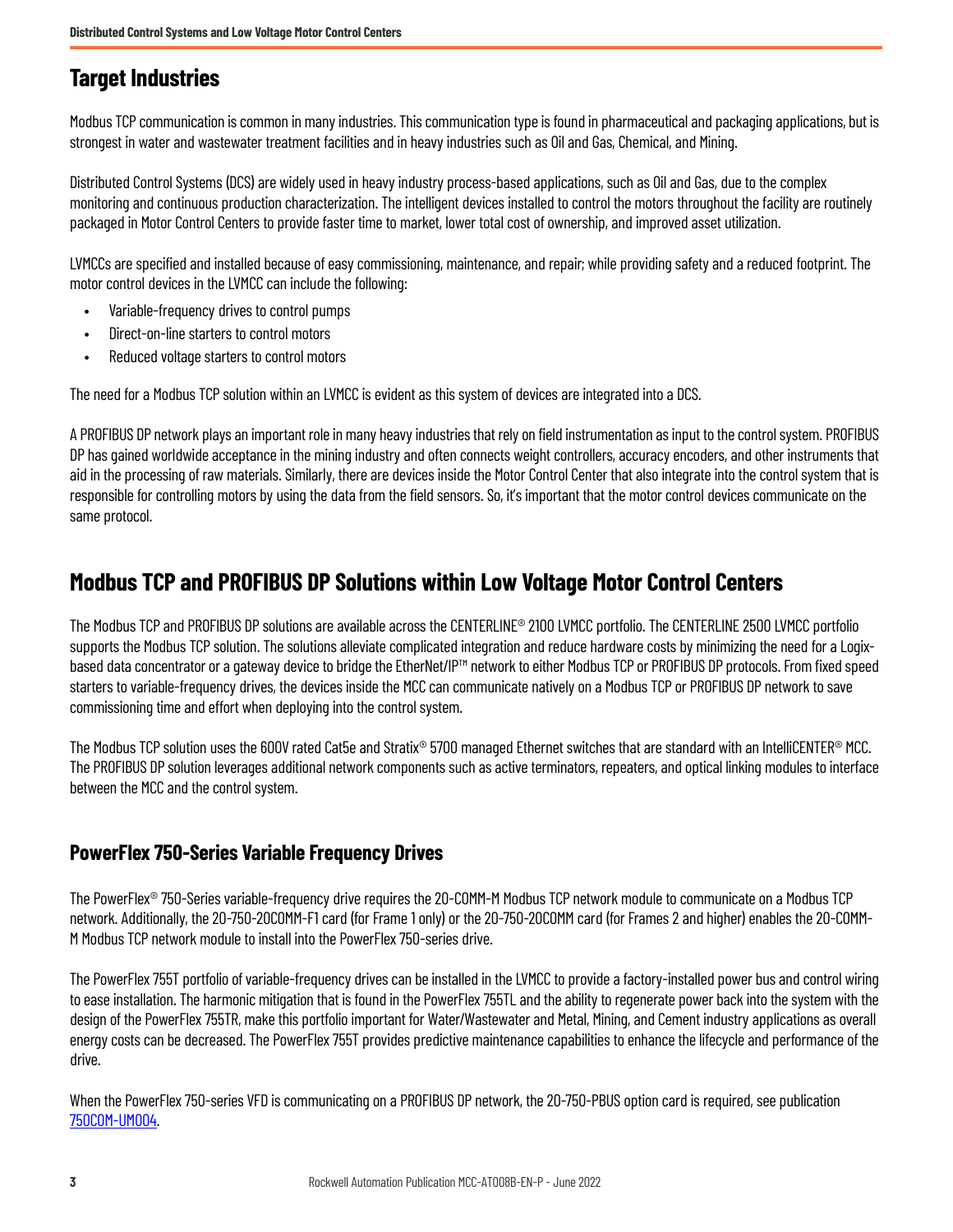## Target Industries

Modbus TCP communication is common in many industries. This communication type is found in pharmaceutical and packaging applications, but is strongest in water and wastewater treatment facilities and in heavy industries such as Oil and Gas, Chemical, and Mining.

Distributed Control Systems (DCS) are widely used in heavy industry process-based applications, such as Oil and Gas, due to the complex monitoring and continuous production characterization. The intelligent devices installed to control the motors throughout the facility are routinely packaged in Motor Control Centers to provide faster time to market, lower total cost of ownership, and improved asset utilization.

LVMCCs are specified and installed because of easy commissioning, maintenance, and repair; while providing safety and a reduced footprint. The motor control devices in the LVMCC can include the following:

- Variable-frequency drives to control pumps
- Direct-on-line starters to control motors
- Reduced voltage starters to control motors

The need for a Modbus TCP solution within an LVMCC is evident as this system of devices are integrated into a DCS.

A PROFIBUS DP network plays an important role in many heavy industries that rely on field instrumentation as input to the control system. PROFIBUS DP has gained worldwide acceptance in the mining industry and often connects weight controllers, accuracy encoders, and other instruments that aid in the processing of raw materials. Similarly, there are devices inside the Motor Control Center that also integrate into the control system that is responsible for controlling motors by using the data from the field sensors. So, it's important that the motor control devices communicate on the same protocol.

## Modbus TCP and PROFIBUS DP Solutions within Low Voltage Motor Control Centers

The Modbus TCP and PROFIBUS DP solutions are available across the CENTERLINE® 2100 LVMCC portfolio. The CENTERLINE 2500 LVMCC portfolio supports the Modbus TCP solution. The solutions alleviate complicated integration and reduce hardware costs by minimizing the need for a Logix-based data concentrator or a gateway device to bridge the EtherNet/IP™ network to either Modbus TCP or PROFIBUS DP protocols. From fixed speed starters to variable-frequency drives, the devices inside the MCC can communicate natively on a Modbus TCP or PROFIBUS DP network to save commissioning time and effort when deploying into the control system.

The Modbus TCP solution uses the 600V rated Cat5e and Stratix® 5700 managed Ethernet switches that are standard with an IntelliCENTER® MCC. The PROFIBUS DP solution leverages additional network components such as active terminators, repeaters, and optical linking modules to interface between the MCC and the control system.

### PowerFlex 750-Series Variable Frequency Drives

The PowerFlex® 750-Series variable-frequency drive requires the 20-COMM-M Modbus TCP network module to communicate on a Modbus TCP network. Additionally, the 20-750-20COMM-F1 card (for Frame 1 only) or the 20-750-20COMM card (for Frames 2 and higher) enables the 20-COMM-M Modbus TCP network module to install into the PowerFlex 750-series drive.

The PowerFlex 755T portfolio of variable-frequency drives can be installed in the LVMCC to provide a factory-installed power bus and control wiring to ease installation. The harmonic mitigation that is found in the PowerFlex 755TL and the ability to regenerate power back into the system with the design of the PowerFlex 755TR, make this portfolio important for Water/Wastewater and Metal, Mining, and Cement industry applications as overall energy costs can be decreased. The PowerFlex 755T provides predictive maintenance capabilities to enhance the lifecycle and performance of the drive.

When the PowerFlex 750-series VFD is communicating on a PROFIBUS DP network, the 20-750-PBUS option card is required, see publication 750COM-UM004.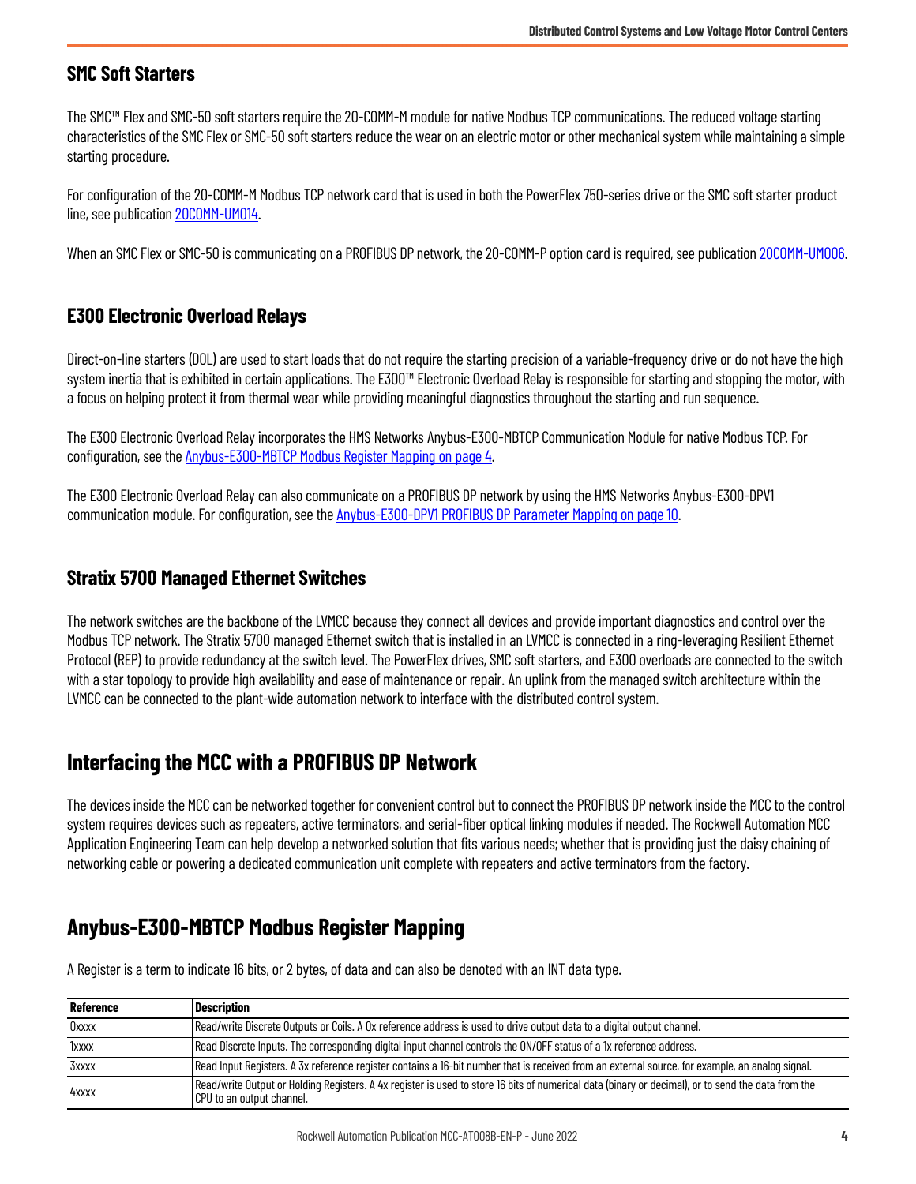### SMC Soft Starters

The SMC™ Flex and SMC-50 soft starters require the 20-COMM-M module for native Modbus TCP communications. The reduced voltage starting characteristics of the SMC Flex or SMC-50 soft starters reduce the wear on an electric motor or other mechanical system while maintaining a simple starting procedure.

For configuration of the 20-COMM-M Modbus TCP network card that is used in both the PowerFlex 750-series drive or the SMC soft starter product line, see publication 20COMM-UM014.

When an SMC Flex or SMC-50 is communicating on a PROFIBUS DP network, the 20-COMM-P option card is required, see publication 20COMM-UM006.

### E300 Electronic Overload Relays

Direct-on-line starters (DOL) are used to start loads that do not require the starting precision of a variable-frequency drive or do not have the high system inertia that is exhibited in certain applications. The E300™ Electronic Overload Relay is responsible for starting and stopping the motor, with a focus on helping protect it from thermal wear while providing meaningful diagnostics throughout the starting and run sequence.

The E300 Electronic Overload Relay incorporates the HMS Networks Anybus-E300-MBTCP Communication Module for native Modbus TCP. For configuration, see the Anybus-E300-MBTCP Modbus Register Mapping on page 4.

The E300 Electronic Overload Relay can also communicate on a PROFIBUS DP network by using the HMS Networks Anybus-E300-DPV1 communication module. For configuration, see the Anybus-E300-DPV1 PROFIBUS DP Parameter Mapping on page 10.

### Stratix 5700 Managed Ethernet Switches

The network switches are the backbone of the LVMCC because they connect all devices and provide important diagnostics and control over the Modbus TCP network. The Stratix 5700 managed Ethernet switch that is installed in an LVMCC is connected in a ring-leveraging Resilient Ethernet Protocol (REP) to provide redundancy at the switch level. The PowerFlex drives, SMC soft starters, and E300 overloads are connected to the switch with a star topology to provide high availability and ease of maintenance or repair. An uplink from the managed switch architecture within the LVMCC can be connected to the plant-wide automation network to interface with the distributed control system.

## Interfacing the MCC with a PROFIBUS DP Network

The devices inside the MCC can be networked together for convenient control but to connect the PROFIBUS DP network inside the MCC to the control system requires devices such as repeaters, active terminators, and serial-fiber optical linking modules if needed. The Rockwell Automation MCC Application Engineering Team can help develop a networked solution that fits various needs; whether that is providing just the daisy chaining of networking cable or powering a dedicated communication unit complete with repeaters and active terminators from the factory.

## Anybus-E300-MBTCP Modbus Register Mapping

A Register is a term to indicate 16 bits, or 2 bytes, of data and can also be denoted with an INT data type.

| Reference | Description |
|---|---|
| 0xxxx | Read/write Discrete Outputs or Coils. A 0x reference address is used to drive output data to a digital output channel. |
| 1xxxx | Read Discrete Inputs. The corresponding digital input channel controls the ON/OFF status of a 1x reference address. |
| 3xxxx | Read Input Registers. A 3x reference register contains a 16-bit number that is received from an external source, for example, an analog signal. |
| 4xxxx | Read/write Output or Holding Registers. A 4x register is used to store 16 bits of numerical data (binary or decimal), or to send the data from the CPU to an output channel. |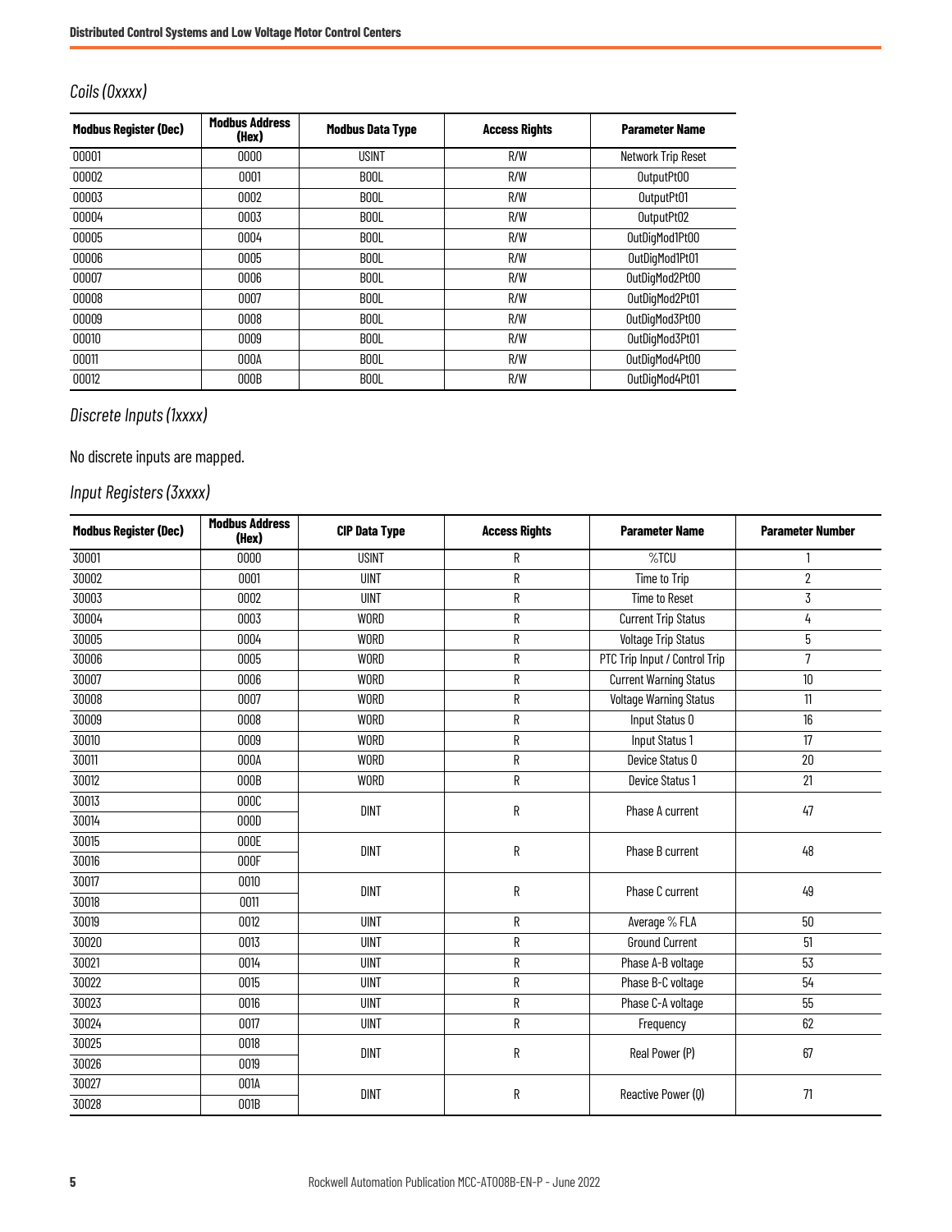### *Coils (0xxxx)*

| Modbus Register (Dec) | Modbus Address (Hex) | Modbus Data Type | Access Rights | Parameter Name |
|---|---|---|---|---|
| 00001 | 0000 | USINT | R/W | Network Trip Reset |
| 00002 | 0001 | BOOL | R/W | OutputPt00 |
| 00003 | 0002 | BOOL | R/W | OutputPt01 |
| 00004 | 0003 | BOOL | R/W | OutputPt02 |
| 00005 | 0004 | BOOL | R/W | OutDigMod1Pt00 |
| 00006 | 0005 | BOOL | R/W | OutDigMod1Pt01 |
| 00007 | 0006 | BOOL | R/W | OutDigMod2Pt00 |
| 00008 | 0007 | BOOL | R/W | OutDigMod2Pt01 |
| 00009 | 0008 | BOOL | R/W | OutDigMod3Pt00 |
| 00010 | 0009 | BOOL | R/W | OutDigMod3Pt01 |
| 00011 | 000A | BOOL | R/W | OutDigMod4Pt00 |
| 00012 | 000B | BOOL | R/W | OutDigMod4Pt01 |

### *Discrete Inputs (1xxxx)*

No discrete inputs are mapped.

### *Input Registers (3xxxx)*

| Modbus Register (Dec) | Modbus Address (Hex) | CIP Data Type | Access Rights | Parameter Name | Parameter Number |
|---|---|---|---|---|---|
| 30001 | 0000 | USINT | R | %TCU | 1 |
| 30002 | 0001 | UINT | R | Time to Trip | 2 |
| 30003 | 0002 | UINT | R | Time to Reset | 3 |
| 30004 | 0003 | WORD | R | Current Trip Status | 4 |
| 30005 | 0004 | WORD | R | Voltage Trip Status | 5 |
| 30006 | 0005 | WORD | R | PTC Trip Input / Control Trip | 7 |
| 30007 | 0006 | WORD | R | Current Warning Status | 10 |
| 30008 | 0007 | WORD | R | Voltage Warning Status | 11 |
| 30009 | 0008 | WORD | R | Input Status 0 | 16 |
| 30010 | 0009 | WORD | R | Input Status 1 | 17 |
| 30011 | 000A | WORD | R | Device Status 0 | 20 |
| 30012 | 000B | WORD | R | Device Status 1 | 21 |
| 30013 | 000C | DINT | R | Phase A current | 47 |
| 30014 | 000D | | | | |
| 30015 | 000E | DINT | R | Phase B current | 48 |
| 30016 | 000F | | | | |
| 30017 | 0010 | DINT | R | Phase C current | 49 |
| 30018 | 0011 | | | | |
| 30019 | 0012 | UINT | R | Average % FLA | 50 |
| 30020 | 0013 | UINT | R | Ground Current | 51 |
| 30021 | 0014 | UINT | R | Phase A-B voltage | 53 |
| 30022 | 0015 | UINT | R | Phase B-C voltage | 54 |
| 30023 | 0016 | UINT | R | Phase C-A voltage | 55 |
| 30024 | 0017 | UINT | R | Frequency | 62 |
| 30025 | 0018 | DINT | R | Real Power (P) | 67 |
| 30026 | 0019 | | | | |
| 30027 | 001A | DINT | R | Reactive Power (Q) | 71 |
| 30028 | 001B | | | | |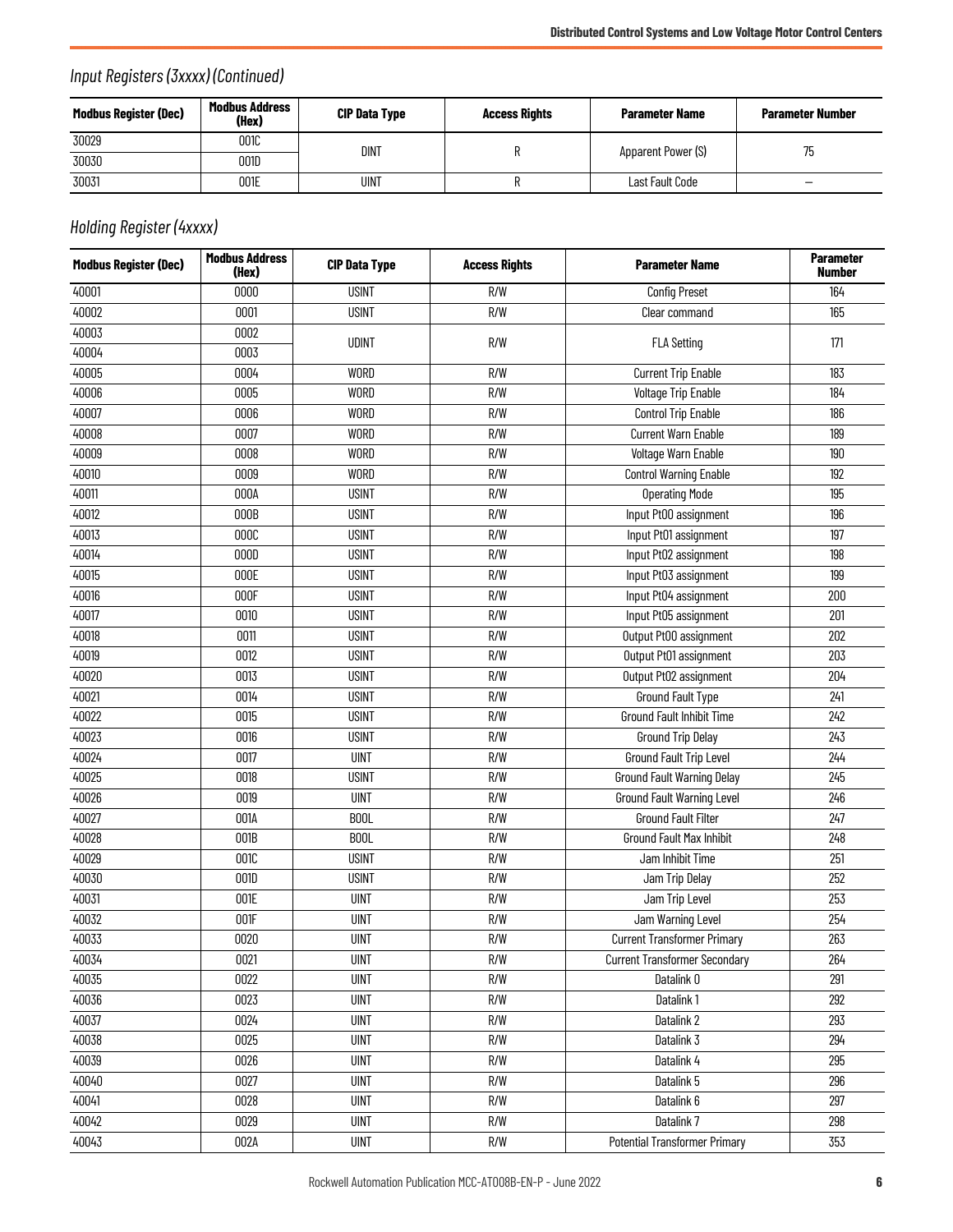## *Input Registers (3xxxx) (Continued)*

| Modbus Register (Dec) | Modbus Address (Hex) | CIP Data Type | Access Rights | Parameter Name | Parameter Number |
|---|---|---|---|---|---|
| 30029 | 001C | DINT | R | Apparent Power (S) | 75 |
| 30030 | 001D | | | | |
| 30031 | 001E | UINT | R | Last Fault Code | — |

## *Holding Register (4xxxx)*

| Modbus Register (Dec) | Modbus Address (Hex) | CIP Data Type | Access Rights | Parameter Name | Parameter Number |
|---|---|---|---|---|---|
| 40001 | 0000 | USINT | R/W | Config Preset | 164 |
| 40002 | 0001 | USINT | R/W | Clear command | 165 |
| 40003 | 0002 | UDINT | R/W | FLA Setting | 171 |
| 40004 | 0003 | | | | |
| 40005 | 0004 | WORD | R/W | Current Trip Enable | 183 |
| 40006 | 0005 | WORD | R/W | Voltage Trip Enable | 184 |
| 40007 | 0006 | WORD | R/W | Control Trip Enable | 186 |
| 40008 | 0007 | WORD | R/W | Current Warn Enable | 189 |
| 40009 | 0008 | WORD | R/W | Voltage Warn Enable | 190 |
| 40010 | 0009 | WORD | R/W | Control Warning Enable | 192 |
| 40011 | 000A | USINT | R/W | Operating Mode | 195 |
| 40012 | 000B | USINT | R/W | Input Pt00 assignment | 196 |
| 40013 | 000C | USINT | R/W | Input Pt01 assignment | 197 |
| 40014 | 000D | USINT | R/W | Input Pt02 assignment | 198 |
| 40015 | 000E | USINT | R/W | Input Pt03 assignment | 199 |
| 40016 | 000F | USINT | R/W | Input Pt04 assignment | 200 |
| 40017 | 0010 | USINT | R/W | Input Pt05 assignment | 201 |
| 40018 | 0011 | USINT | R/W | Output Pt00 assignment | 202 |
| 40019 | 0012 | USINT | R/W | Output Pt01 assignment | 203 |
| 40020 | 0013 | USINT | R/W | Output Pt02 assignment | 204 |
| 40021 | 0014 | USINT | R/W | Ground Fault Type | 241 |
| 40022 | 0015 | USINT | R/W | Ground Fault Inhibit Time | 242 |
| 40023 | 0016 | USINT | R/W | Ground Trip Delay | 243 |
| 40024 | 0017 | UINT | R/W | Ground Fault Trip Level | 244 |
| 40025 | 0018 | USINT | R/W | Ground Fault Warning Delay | 245 |
| 40026 | 0019 | UINT | R/W | Ground Fault Warning Level | 246 |
| 40027 | 001A | BOOL | R/W | Ground Fault Filter | 247 |
| 40028 | 001B | BOOL | R/W | Ground Fault Max Inhibit | 248 |
| 40029 | 001C | USINT | R/W | Jam Inhibit Time | 251 |
| 40030 | 001D | USINT | R/W | Jam Trip Delay | 252 |
| 40031 | 001E | UINT | R/W | Jam Trip Level | 253 |
| 40032 | 001F | UINT | R/W | Jam Warning Level | 254 |
| 40033 | 0020 | UINT | R/W | Current Transformer Primary | 263 |
| 40034 | 0021 | UINT | R/W | Current Transformer Secondary | 264 |
| 40035 | 0022 | UINT | R/W | Datalink 0 | 291 |
| 40036 | 0023 | UINT | R/W | Datalink 1 | 292 |
| 40037 | 0024 | UINT | R/W | Datalink 2 | 293 |
| 40038 | 0025 | UINT | R/W | Datalink 3 | 294 |
| 40039 | 0026 | UINT | R/W | Datalink 4 | 295 |
| 40040 | 0027 | UINT | R/W | Datalink 5 | 296 |
| 40041 | 0028 | UINT | R/W | Datalink 6 | 297 |
| 40042 | 0029 | UINT | R/W | Datalink 7 | 298 |
| 40043 | 002A | UINT | R/W | Potential Transformer Primary | 353 |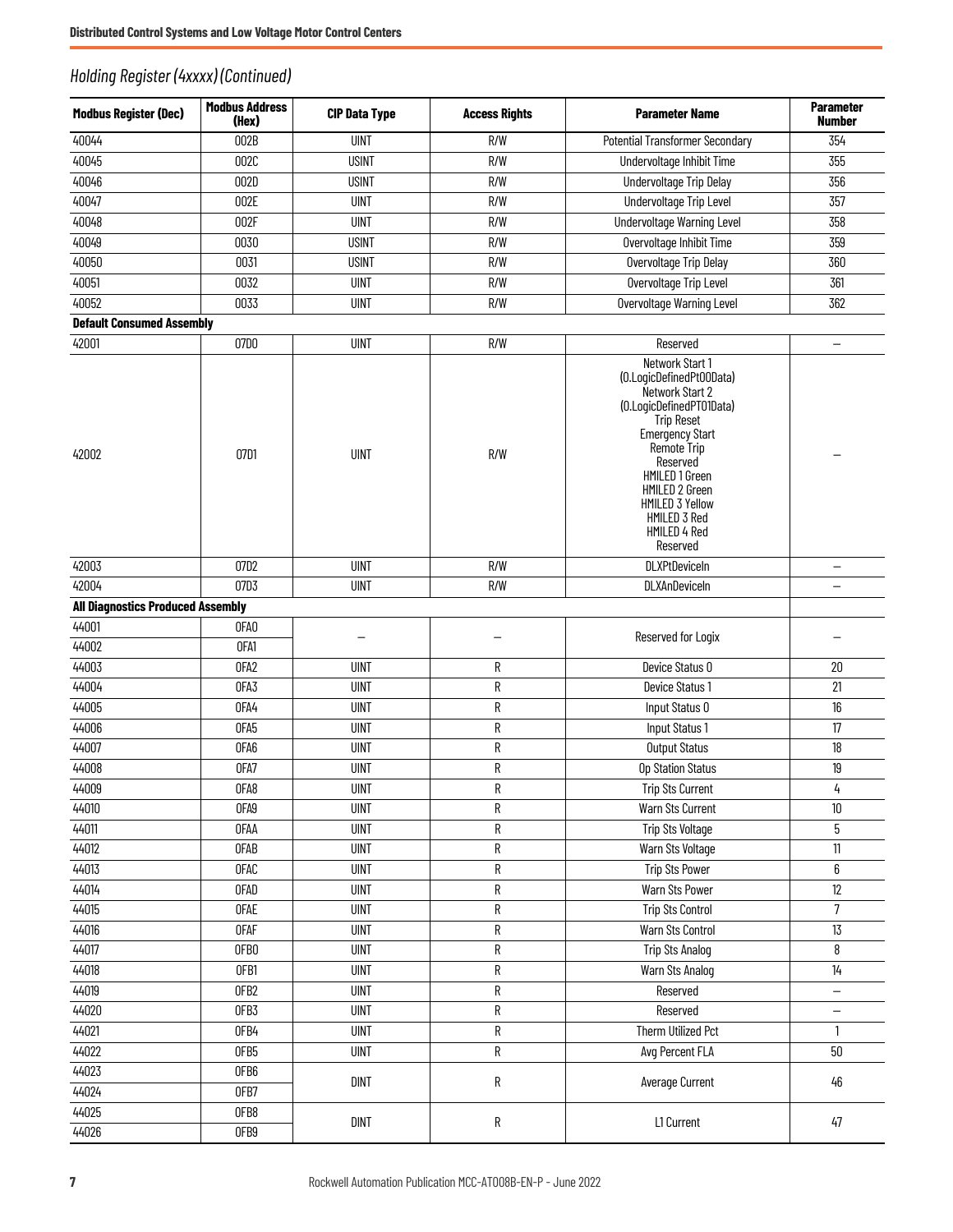## Holding Register (4xxxx) (Continued)

| Modbus Register (Dec) | Modbus Address (Hex) | CIP Data Type | Access Rights | Parameter Name | Parameter Number |
|---|---|---|---|---|---|
| 40044 | 002B | UINT | R/W | Potential Transformer Secondary | 354 |
| 40045 | 002C | USINT | R/W | Undervoltage Inhibit Time | 355 |
| 40046 | 002D | USINT | R/W | Undervoltage Trip Delay | 356 |
| 40047 | 002E | UINT | R/W | Undervoltage Trip Level | 357 |
| 40048 | 002F | UINT | R/W | Undervoltage Warning Level | 358 |
| 40049 | 0030 | USINT | R/W | Overvoltage Inhibit Time | 359 |
| 40050 | 0031 | USINT | R/W | Overvoltage Trip Delay | 360 |
| 40051 | 0032 | UINT | R/W | Overvoltage Trip Level | 361 |
| 40052 | 0033 | UINT | R/W | Overvoltage Warning Level | 362 |
| **Default Consumed Assembly** | | | | | |
| 42001 | 07D0 | UINT | R/W | Reserved | — |
| 42002 | 07D1 | UINT | R/W | Network Start 1 (O.LogicDefinedPt00Data) Network Start 2 (O.LogicDefinedPT01Data) Trip Reset Emergency Start Remote Trip Reserved HMILED 1 Green HMILED 2 Green HMILED 3 Yellow HMILED 3 Red HMILED 4 Red Reserved | — |
| 42003 | 07D2 | UINT | R/W | DLXPtDeviceIn | — |
| 42004 | 07D3 | UINT | R/W | DLXAnDeviceIn | — |
| **All Diagnostics Produced Assembly** | | | | | |
| 44001 | 0FA0 | — | — | Reserved for Logix | — |
| 44002 | 0FA1 | | | | |
| 44003 | 0FA2 | UINT | R | Device Status 0 | 20 |
| 44004 | 0FA3 | UINT | R | Device Status 1 | 21 |
| 44005 | 0FA4 | UINT | R | Input Status 0 | 16 |
| 44006 | 0FA5 | UINT | R | Input Status 1 | 17 |
| 44007 | 0FA6 | UINT | R | Output Status | 18 |
| 44008 | 0FA7 | UINT | R | Op Station Status | 19 |
| 44009 | 0FA8 | UINT | R | Trip Sts Current | 4 |
| 44010 | 0FA9 | UINT | R | Warn Sts Current | 10 |
| 44011 | 0FAA | UINT | R | Trip Sts Voltage | 5 |
| 44012 | 0FAB | UINT | R | Warn Sts Voltage | 11 |
| 44013 | 0FAC | UINT | R | Trip Sts Power | 6 |
| 44014 | 0FAD | UINT | R | Warn Sts Power | 12 |
| 44015 | 0FAE | UINT | R | Trip Sts Control | 7 |
| 44016 | 0FAF | UINT | R | Warn Sts Control | 13 |
| 44017 | 0FB0 | UINT | R | Trip Sts Analog | 8 |
| 44018 | 0FB1 | UINT | R | Warn Sts Analog | 14 |
| 44019 | 0FB2 | UINT | R | Reserved | — |
| 44020 | 0FB3 | UINT | R | Reserved | — |
| 44021 | 0FB4 | UINT | R | Therm Utilized Pct | 1 |
| 44022 | 0FB5 | UINT | R | Avg Percent FLA | 50 |
| 44023 | 0FB6 | DINT | R | Average Current | 46 |
| 44024 | 0FB7 | | | | |
| 44025 | 0FB8 | DINT | R | L1 Current | 47 |
| 44026 | 0FB9 | | | | |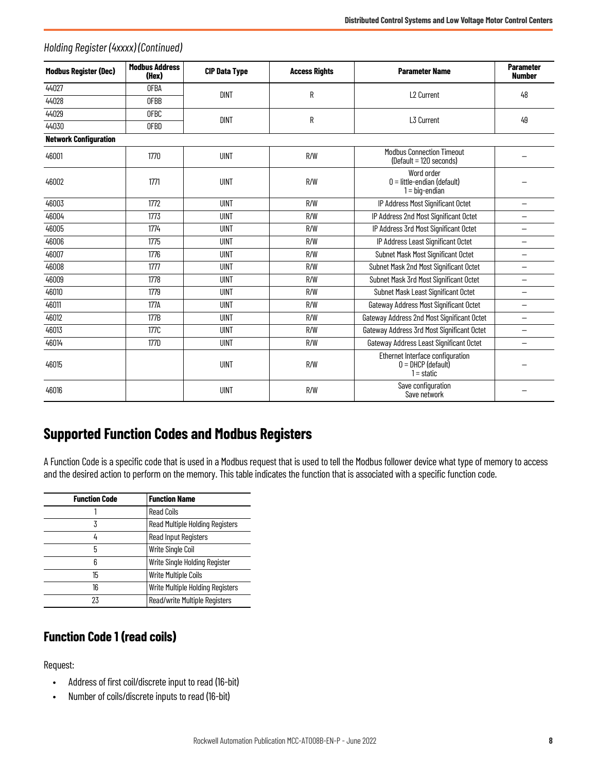*Holding Register (4xxxx) (Continued)*

| Modbus Register (Dec) | Modbus Address (Hex) | CIP Data Type | Access Rights | Parameter Name | Parameter Number |
|---|---|---|---|---|---|
| 44027 | 0FBA | DINT | R | L2 Current | 48 |
| 44028 | 0FBB | | | | |
| 44029 | 0FBC | DINT | R | L3 Current | 49 |
| 44030 | 0FBD | | | | |
| **Network Configuration** | | | | | |
| 46001 | 1770 | UINT | R/W | Modbus Connection Timeout (Default = 120 seconds) | — |
| 46002 | 1771 | UINT | R/W | Word order<br>0 = little-endian (default)<br>1 = big-endian | — |
| 46003 | 1772 | UINT | R/W | IP Address Most Significant Octet | — |
| 46004 | 1773 | UINT | R/W | IP Address 2nd Most Significant Octet | — |
| 46005 | 1774 | UINT | R/W | IP Address 3rd Most Significant Octet | — |
| 46006 | 1775 | UINT | R/W | IP Address Least Significant Octet | — |
| 46007 | 1776 | UINT | R/W | Subnet Mask Most Significant Octet | — |
| 46008 | 1777 | UINT | R/W | Subnet Mask 2nd Most Significant Octet | — |
| 46009 | 1778 | UINT | R/W | Subnet Mask 3rd Most Significant Octet | — |
| 46010 | 1779 | UINT | R/W | Subnet Mask Least Significant Octet | — |
| 46011 | 177A | UINT | R/W | Gateway Address Most Significant Octet | — |
| 46012 | 177B | UINT | R/W | Gateway Address 2nd Most Significant Octet | — |
| 46013 | 177C | UINT | R/W | Gateway Address 3rd Most Significant Octet | — |
| 46014 | 177D | UINT | R/W | Gateway Address Least Significant Octet | — |
| 46015 | | UINT | R/W | Ethernet Interface configuration<br>0 = DHCP (default)<br>1 = static | — |
| 46016 | | UINT | R/W | Save configuration<br>Save network | — |

## Supported Function Codes and Modbus Registers

A Function Code is a specific code that is used in a Modbus request that is used to tell the Modbus follower device what type of memory to access and the desired action to perform on the memory. This table indicates the function that is associated with a specific function code.

| Function Code | Function Name |
|---|---|
| 1 | Read Coils |
| 3 | Read Multiple Holding Registers |
| 4 | Read Input Registers |
| 5 | Write Single Coil |
| 6 | Write Single Holding Register |
| 15 | Write Multiple Coils |
| 16 | Write Multiple Holding Registers |
| 23 | Read/write Multiple Registers |

### Function Code 1 (read coils)

Request:

- Address of first coil/discrete input to read (16-bit)
- Number of coils/discrete inputs to read (16-bit)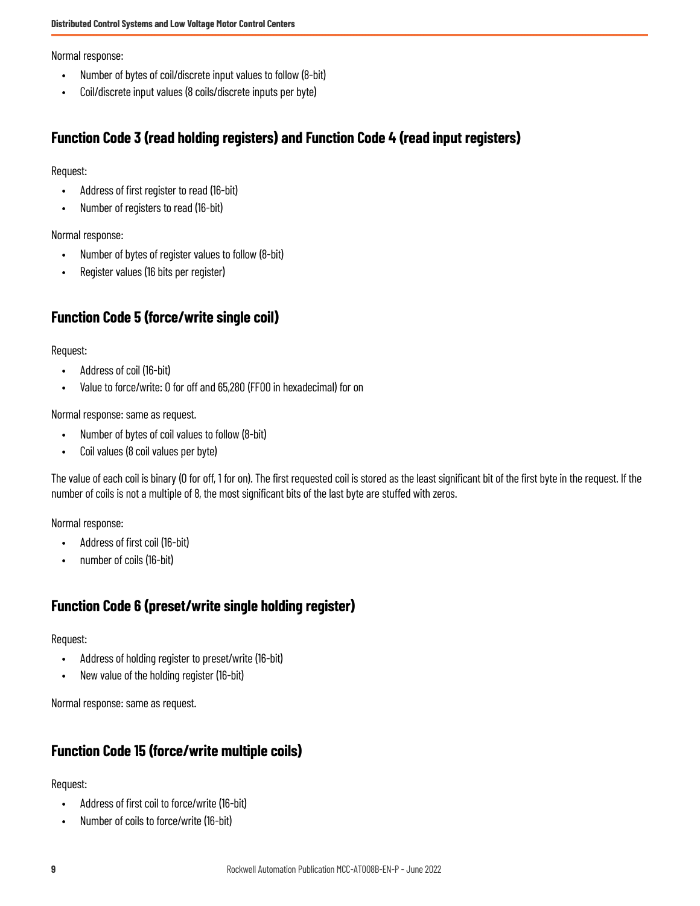Normal response:

- Number of bytes of coil/discrete input values to follow (8-bit)
- Coil/discrete input values (8 coils/discrete inputs per byte)

## Function Code 3 (read holding registers) and Function Code 4 (read input registers)

Request:

- Address of first register to read (16-bit)
- Number of registers to read (16-bit)

Normal response:

- Number of bytes of register values to follow (8-bit)
- Register values (16 bits per register)

## Function Code 5 (force/write single coil)

Request:

- Address of coil (16-bit)
- Value to force/write: 0 for off and 65,280 (FF00 in hexadecimal) for on

Normal response: same as request.

- Number of bytes of coil values to follow (8-bit)
- Coil values (8 coil values per byte)

The value of each coil is binary (0 for off, 1 for on). The first requested coil is stored as the least significant bit of the first byte in the request. If the number of coils is not a multiple of 8, the most significant bits of the last byte are stuffed with zeros.

Normal response:

- Address of first coil (16-bit)
- number of coils (16-bit)

## Function Code 6 (preset/write single holding register)

Request:

- Address of holding register to preset/write (16-bit)
- New value of the holding register (16-bit)

Normal response: same as request.

## Function Code 15 (force/write multiple coils)

Request:

- Address of first coil to force/write (16-bit)
- Number of coils to force/write (16-bit)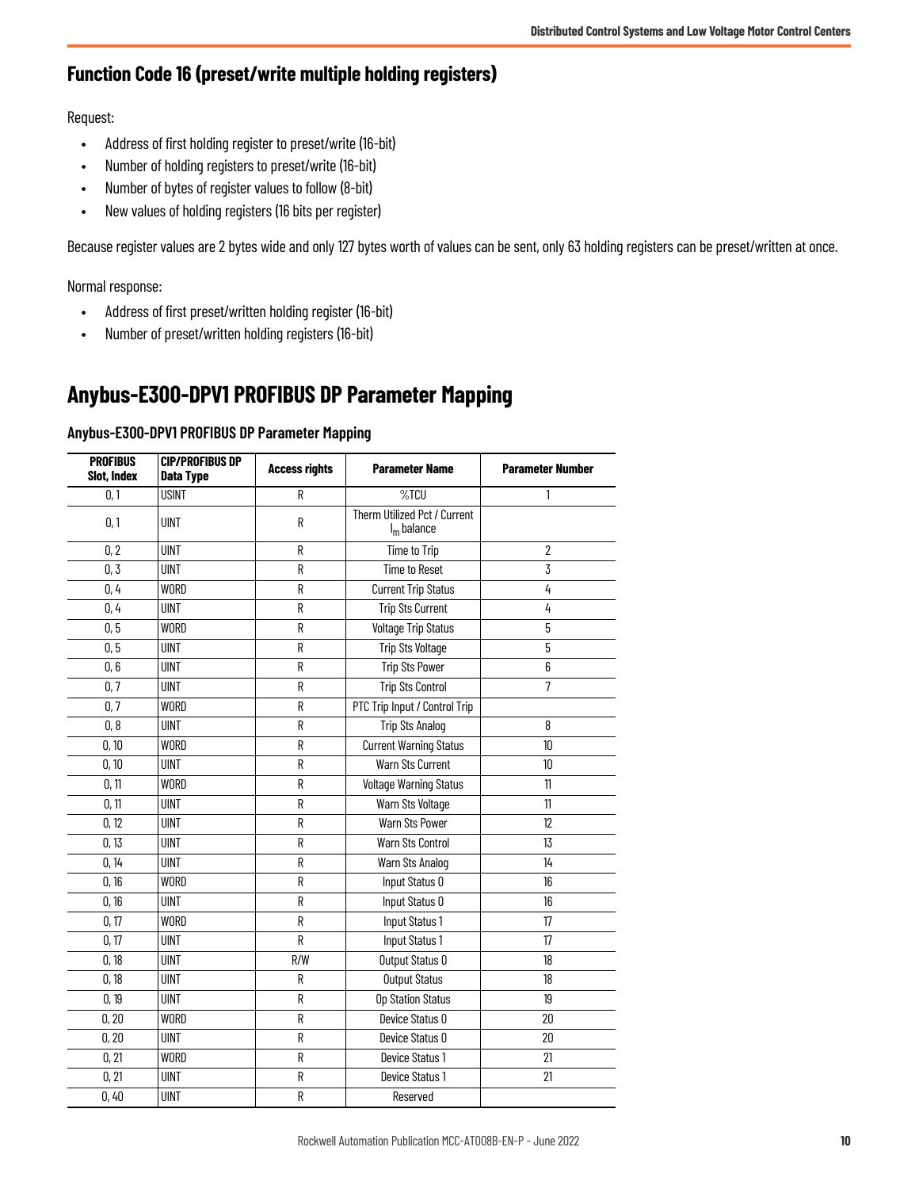## Function Code 16 (preset/write multiple holding registers)

Request:

- Address of first holding register to preset/write (16-bit)
- Number of holding registers to preset/write (16-bit)
- Number of bytes of register values to follow (8-bit)
- New values of holding registers (16 bits per register)

Because register values are 2 bytes wide and only 127 bytes worth of values can be sent, only 63 holding registers can be preset/written at once.

Normal response:

- Address of first preset/written holding register (16-bit)
- Number of preset/written holding registers (16-bit)

# Anybus-E300-DPV1 PROFIBUS DP Parameter Mapping

### Anybus-E300-DPV1 PROFIBUS DP Parameter Mapping

| PROFIBUS Slot, Index | CIP/PROFIBUS DP Data Type | Access rights | Parameter Name | Parameter Number |
|---|---|---|---|---|
| 0, 1 | USINT | R | %TCU | 1 |
| 0, 1 | UINT | R | Therm Utilized Pct / Current $I_m$ balance | |
| 0, 2 | UINT | R | Time to Trip | 2 |
| 0, 3 | UINT | R | Time to Reset | 3 |
| 0, 4 | WORD | R | Current Trip Status | 4 |
| 0, 4 | UINT | R | Trip Sts Current | 4 |
| 0, 5 | WORD | R | Voltage Trip Status | 5 |
| 0, 5 | UINT | R | Trip Sts Voltage | 5 |
| 0, 6 | UINT | R | Trip Sts Power | 6 |
| 0, 7 | UINT | R | Trip Sts Control | 7 |
| 0, 7 | WORD | R | PTC Trip Input / Control Trip | |
| 0, 8 | UINT | R | Trip Sts Analog | 8 |
| 0, 10 | WORD | R | Current Warning Status | 10 |
| 0, 10 | UINT | R | Warn Sts Current | 10 |
| 0, 11 | WORD | R | Voltage Warning Status | 11 |
| 0, 11 | UINT | R | Warn Sts Voltage | 11 |
| 0, 12 | UINT | R | Warn Sts Power | 12 |
| 0, 13 | UINT | R | Warn Sts Control | 13 |
| 0, 14 | UINT | R | Warn Sts Analog | 14 |
| 0, 16 | WORD | R | Input Status 0 | 16 |
| 0, 16 | UINT | R | Input Status 0 | 16 |
| 0, 17 | WORD | R | Input Status 1 | 17 |
| 0, 17 | UINT | R | Input Status 1 | 17 |
| 0, 18 | UINT | R/W | Output Status 0 | 18 |
| 0, 18 | UINT | R | Output Status | 18 |
| 0, 19 | UINT | R | Op Station Status | 19 |
| 0, 20 | WORD | R | Device Status 0 | 20 |
| 0, 20 | UINT | R | Device Status 0 | 20 |
| 0, 21 | WORD | R | Device Status 1 | 21 |
| 0, 21 | UINT | R | Device Status 1 | 21 |
| 0, 40 | UINT | R | Reserved | |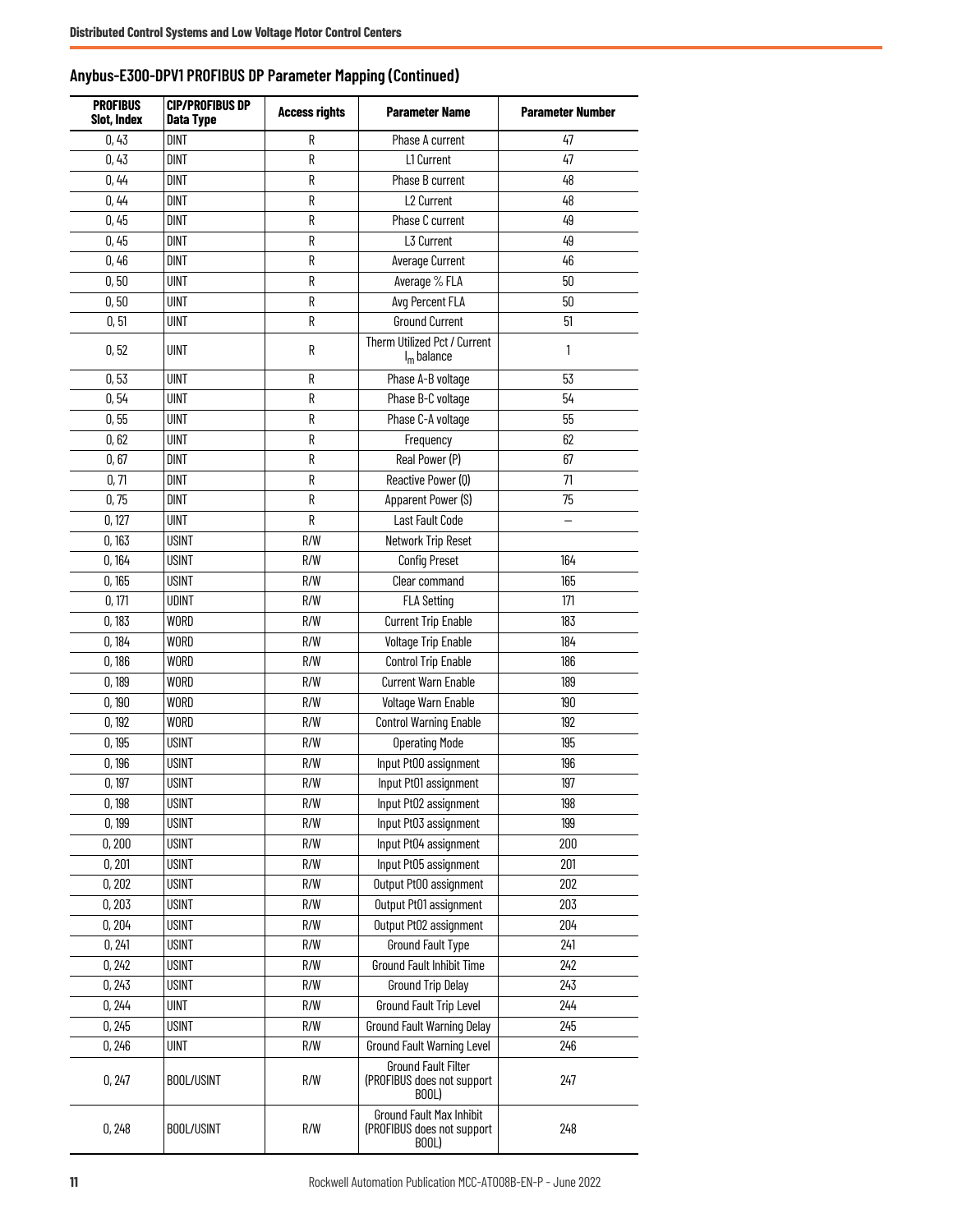## Anybus-E300-DPV1 PROFIBUS DP Parameter Mapping (Continued)

| PROFIBUS Slot, Index | CIP/PROFIBUS DP Data Type | Access rights | Parameter Name | Parameter Number |
|---|---|---|---|---|
| 0, 43 | DINT | R | Phase A current | 47 |
| 0, 43 | DINT | R | L1 Current | 47 |
| 0, 44 | DINT | R | Phase B current | 48 |
| 0, 44 | DINT | R | L2 Current | 48 |
| 0, 45 | DINT | R | Phase C current | 49 |
| 0, 45 | DINT | R | L3 Current | 49 |
| 0, 46 | DINT | R | Average Current | 46 |
| 0, 50 | UINT | R | Average % FLA | 50 |
| 0, 50 | UINT | R | Avg Percent FLA | 50 |
| 0, 51 | UINT | R | Ground Current | 51 |
| 0, 52 | UINT | R | Therm Utilized Pct / Current $I_m$ balance | 1 |
| 0, 53 | UINT | R | Phase A-B voltage | 53 |
| 0, 54 | UINT | R | Phase B-C voltage | 54 |
| 0, 55 | UINT | R | Phase C-A voltage | 55 |
| 0, 62 | UINT | R | Frequency | 62 |
| 0, 67 | DINT | R | Real Power (P) | 67 |
| 0, 71 | DINT | R | Reactive Power (Q) | 71 |
| 0, 75 | DINT | R | Apparent Power (S) | 75 |
| 0, 127 | UINT | R | Last Fault Code | – |
| 0, 163 | USINT | R/W | Network Trip Reset | |
| 0, 164 | USINT | R/W | Config Preset | 164 |
| 0, 165 | USINT | R/W | Clear command | 165 |
| 0, 171 | UDINT | R/W | FLA Setting | 171 |
| 0, 183 | WORD | R/W | Current Trip Enable | 183 |
| 0, 184 | WORD | R/W | Voltage Trip Enable | 184 |
| 0, 186 | WORD | R/W | Control Trip Enable | 186 |
| 0, 189 | WORD | R/W | Current Warn Enable | 189 |
| 0, 190 | WORD | R/W | Voltage Warn Enable | 190 |
| 0, 192 | WORD | R/W | Control Warning Enable | 192 |
| 0, 195 | USINT | R/W | Operating Mode | 195 |
| 0, 196 | USINT | R/W | Input Pt00 assignment | 196 |
| 0, 197 | USINT | R/W | Input Pt01 assignment | 197 |
| 0, 198 | USINT | R/W | Input Pt02 assignment | 198 |
| 0, 199 | USINT | R/W | Input Pt03 assignment | 199 |
| 0, 200 | USINT | R/W | Input Pt04 assignment | 200 |
| 0, 201 | USINT | R/W | Input Pt05 assignment | 201 |
| 0, 202 | USINT | R/W | Output Pt00 assignment | 202 |
| 0, 203 | USINT | R/W | Output Pt01 assignment | 203 |
| 0, 204 | USINT | R/W | Output Pt02 assignment | 204 |
| 0, 241 | USINT | R/W | Ground Fault Type | 241 |
| 0, 242 | USINT | R/W | Ground Fault Inhibit Time | 242 |
| 0, 243 | USINT | R/W | Ground Trip Delay | 243 |
| 0, 244 | UINT | R/W | Ground Fault Trip Level | 244 |
| 0, 245 | USINT | R/W | Ground Fault Warning Delay | 245 |
| 0, 246 | UINT | R/W | Ground Fault Warning Level | 246 |
| 0, 247 | BOOL/USINT | R/W | Ground Fault Filter (PROFIBUS does not support BOOL) | 247 |
| 0, 248 | BOOL/USINT | R/W | Ground Fault Max Inhibit (PROFIBUS does not support BOOL) | 248 |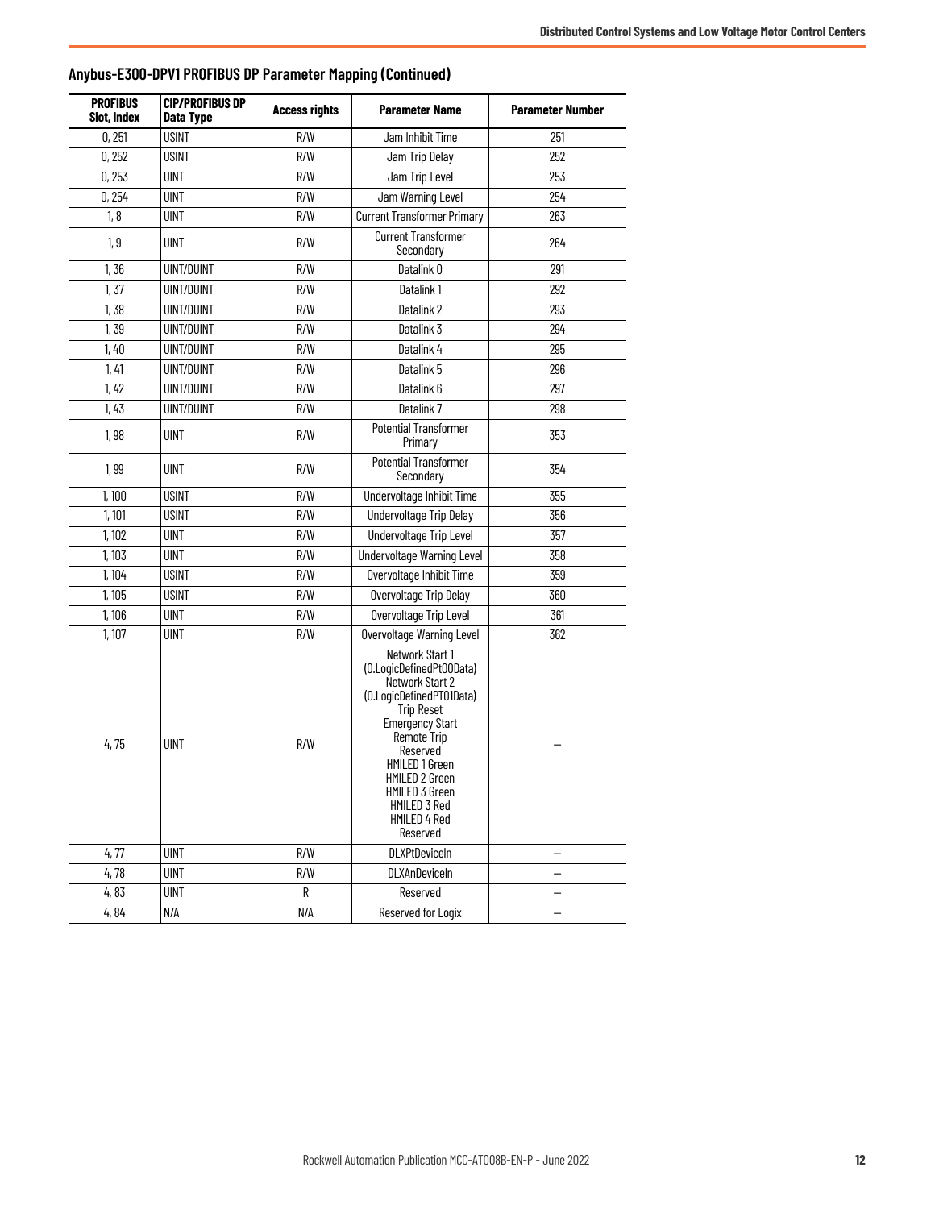## Anybus-E300-DPV1 PROFIBUS DP Parameter Mapping (Continued)

| PROFIBUS Slot, Index | CIP/PROFIBUS DP Data Type | Access rights | Parameter Name | Parameter Number |
|---|---|---|---|---|
| 0, 251 | USINT | R/W | Jam Inhibit Time | 251 |
| 0, 252 | USINT | R/W | Jam Trip Delay | 252 |
| 0, 253 | UINT | R/W | Jam Trip Level | 253 |
| 0, 254 | UINT | R/W | Jam Warning Level | 254 |
| 1, 8 | UINT | R/W | Current Transformer Primary | 263 |
| 1, 9 | UINT | R/W | Current Transformer Secondary | 264 |
| 1, 36 | UINT/DUINT | R/W | Datalink 0 | 291 |
| 1, 37 | UINT/DUINT | R/W | Datalink 1 | 292 |
| 1, 38 | UINT/DUINT | R/W | Datalink 2 | 293 |
| 1, 39 | UINT/DUINT | R/W | Datalink 3 | 294 |
| 1, 40 | UINT/DUINT | R/W | Datalink 4 | 295 |
| 1, 41 | UINT/DUINT | R/W | Datalink 5 | 296 |
| 1, 42 | UINT/DUINT | R/W | Datalink 6 | 297 |
| 1, 43 | UINT/DUINT | R/W | Datalink 7 | 298 |
| 1, 98 | UINT | R/W | Potential Transformer Primary | 353 |
| 1, 99 | UINT | R/W | Potential Transformer Secondary | 354 |
| 1, 100 | USINT | R/W | Undervoltage Inhibit Time | 355 |
| 1, 101 | USINT | R/W | Undervoltage Trip Delay | 356 |
| 1, 102 | UINT | R/W | Undervoltage Trip Level | 357 |
| 1, 103 | UINT | R/W | Undervoltage Warning Level | 358 |
| 1, 104 | USINT | R/W | Overvoltage Inhibit Time | 359 |
| 1, 105 | USINT | R/W | Overvoltage Trip Delay | 360 |
| 1, 106 | UINT | R/W | Overvoltage Trip Level | 361 |
| 1, 107 | UINT | R/W | Overvoltage Warning Level | 362 |
| 4, 75 | UINT | R/W | Network Start 1 (O.LogicDefinedPt00Data)<br>Network Start 2 (O.LogicDefinedPT01Data)<br>Trip Reset<br>Emergency Start<br>Remote Trip<br>Reserved<br>HMILED 1 Green<br>HMILED 2 Green<br>HMILED 3 Green<br>HMILED 3 Red<br>HMILED 4 Red<br>Reserved | – |
| 4, 77 | UINT | R/W | DLXPtDeviceIn | – |
| 4, 78 | UINT | R/W | DLXAnDeviceIn | – |
| 4, 83 | UINT | R | Reserved | – |
| 4, 84 | N/A | N/A | Reserved for Logix | – |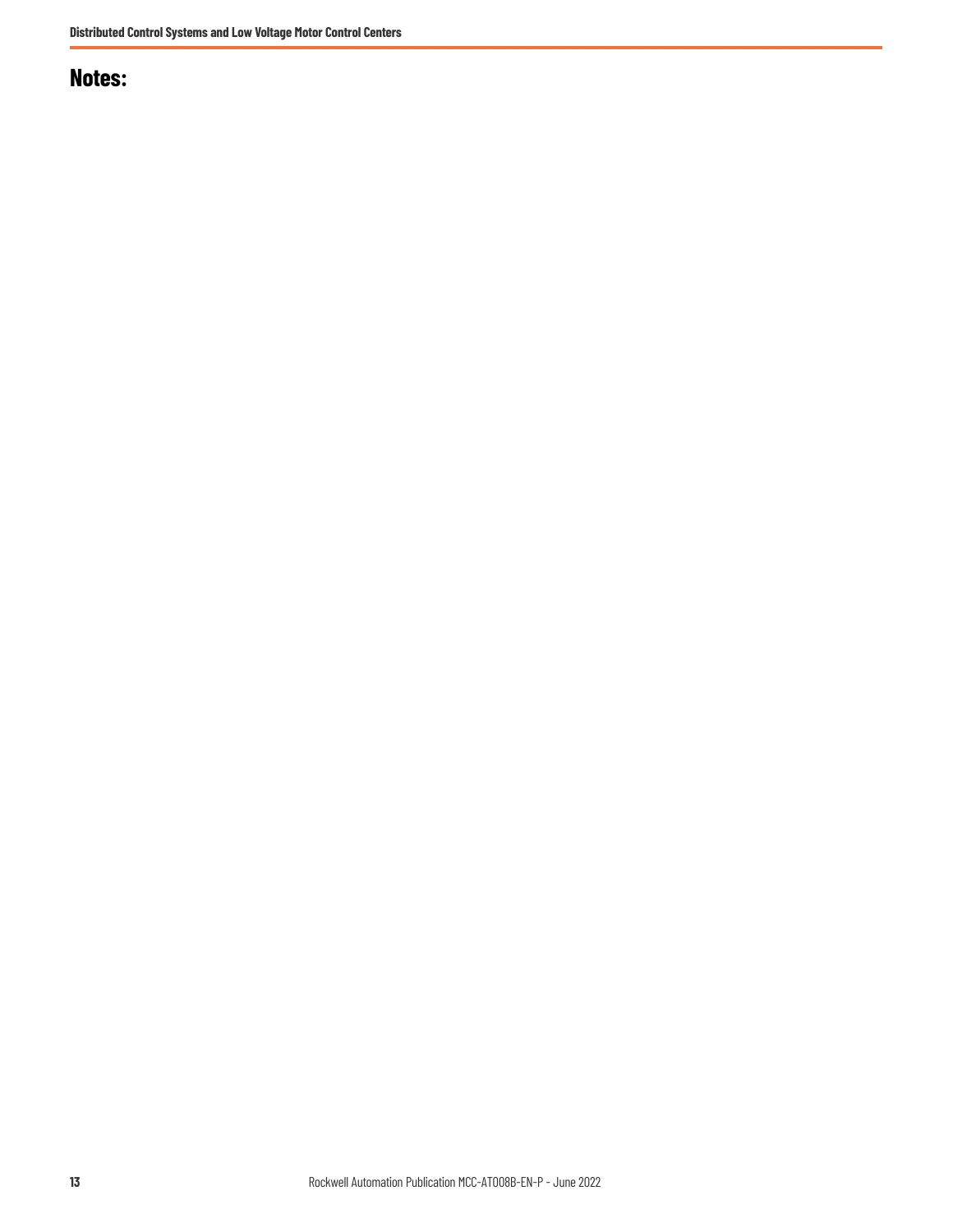## Notes: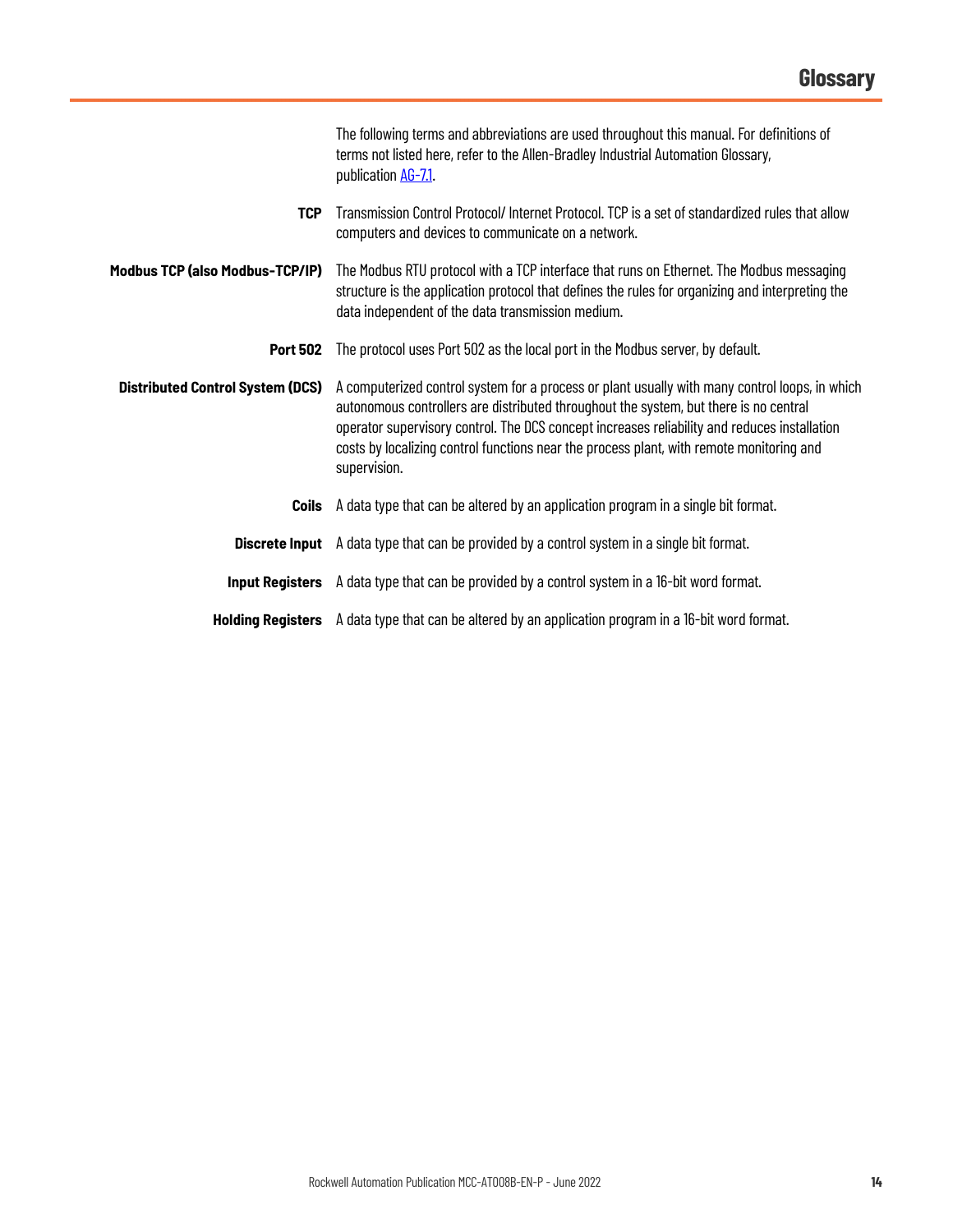# Glossary

The following terms and abbreviations are used throughout this manual. For definitions of terms not listed here, refer to the Allen-Bradley Industrial Automation Glossary, publication [AG-7.1](AG-7.1).

**TCP** Transmission Control Protocol/ Internet Protocol. TCP is a set of standardized rules that allow computers and devices to communicate on a network.

**Modbus TCP (also Modbus-TCP/IP)** The Modbus RTU protocol with a TCP interface that runs on Ethernet. The Modbus messaging structure is the application protocol that defines the rules for organizing and interpreting the data independent of the data transmission medium.

**Port 502** The protocol uses Port 502 as the local port in the Modbus server, by default.

**Distributed Control System (DCS)** A computerized control system for a process or plant usually with many control loops, in which autonomous controllers are distributed throughout the system, but there is no central operator supervisory control. The DCS concept increases reliability and reduces installation costs by localizing control functions near the process plant, with remote monitoring and supervision.

**Coils** A data type that can be altered by an application program in a single bit format.

**Discrete Input** A data type that can be provided by a control system in a single bit format.

**Input Registers** A data type that can be provided by a control system in a 16-bit word format.

**Holding Registers** A data type that can be altered by an application program in a 16-bit word format.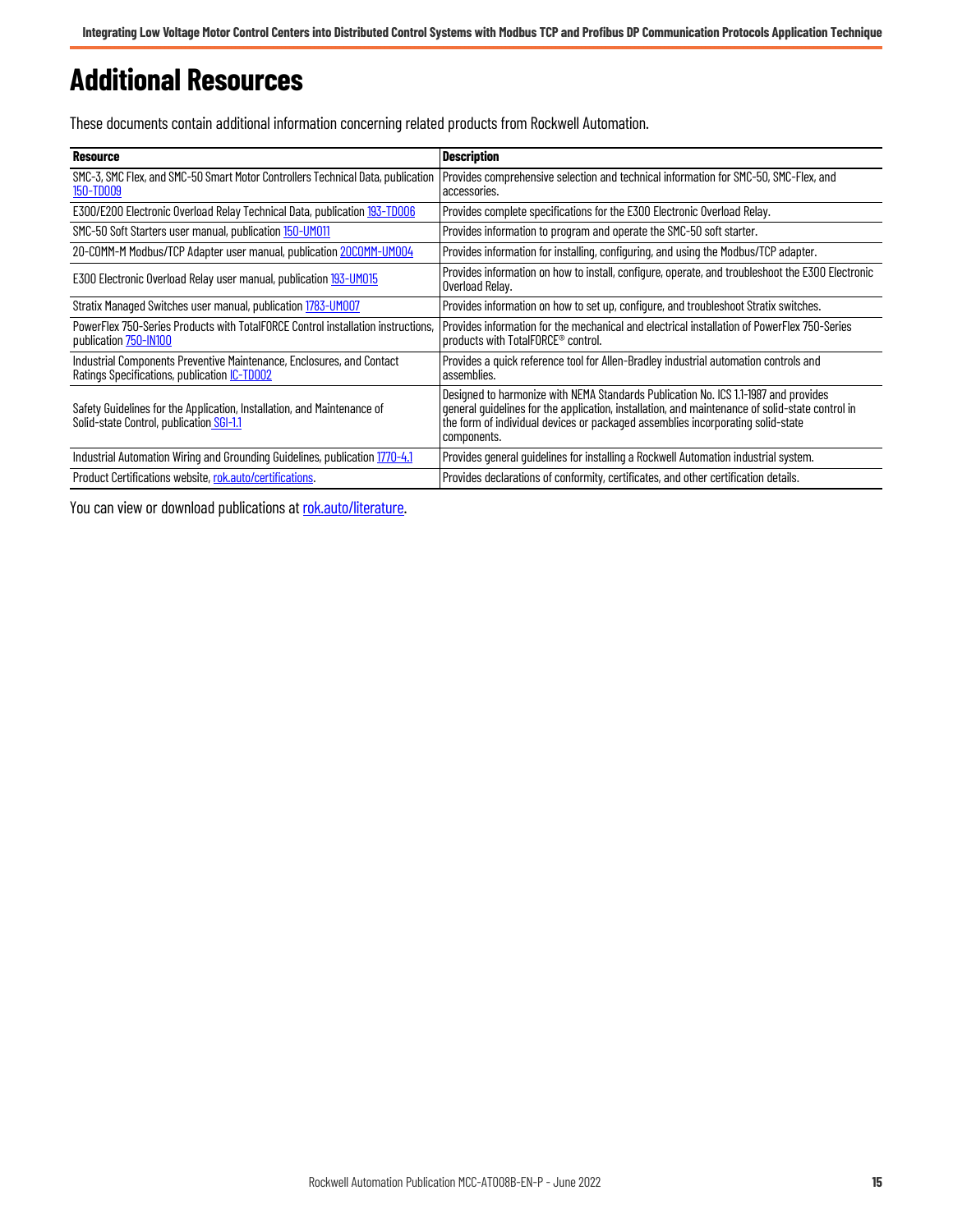# Additional Resources

These documents contain additional information concerning related products from Rockwell Automation.

| Resource | Description |
|---|---|
| SMC-3, SMC Flex, and SMC-50 Smart Motor Controllers Technical Data, publication 150-TD009 | Provides comprehensive selection and technical information for SMC-50, SMC-Flex, and accessories. |
| E300/E200 Electronic Overload Relay Technical Data, publication 193-TD006 | Provides complete specifications for the E300 Electronic Overload Relay. |
| SMC-50 Soft Starters user manual, publication 150-UM011 | Provides information to program and operate the SMC-50 soft starter. |
| 20-COMM-M Modbus/TCP Adapter user manual, publication 20COMM-UM004 | Provides information for installing, configuring, and using the Modbus/TCP adapter. |
| E300 Electronic Overload Relay user manual, publication 193-UM015 | Provides information on how to install, configure, operate, and troubleshoot the E300 Electronic Overload Relay. |
| Stratix Managed Switches user manual, publication 1783-UM007 | Provides information on how to set up, configure, and troubleshoot Stratix switches. |
| PowerFlex 750-Series Products with TotalFORCE Control installation instructions, publication 750-IN100 | Provides information for the mechanical and electrical installation of PowerFlex 750-Series products with TotalFORCE® control. |
| Industrial Components Preventive Maintenance, Enclosures, and Contact Ratings Specifications, publication IC-TD002 | Provides a quick reference tool for Allen-Bradley industrial automation controls and assemblies. |
| Safety Guidelines for the Application, Installation, and Maintenance of Solid-state Control, publication SGI-1.1 | Designed to harmonize with NEMA Standards Publication No. ICS 1.1-1987 and provides general guidelines for the application, installation, and maintenance of solid-state control in the form of individual devices or packaged assemblies incorporating solid-state components. |
| Industrial Automation Wiring and Grounding Guidelines, publication 1770-4.1 | Provides general guidelines for installing a Rockwell Automation industrial system. |
| Product Certifications website, rok.auto/certifications. | Provides declarations of conformity, certificates, and other certification details. |

You can view or download publications at rok.auto/literature.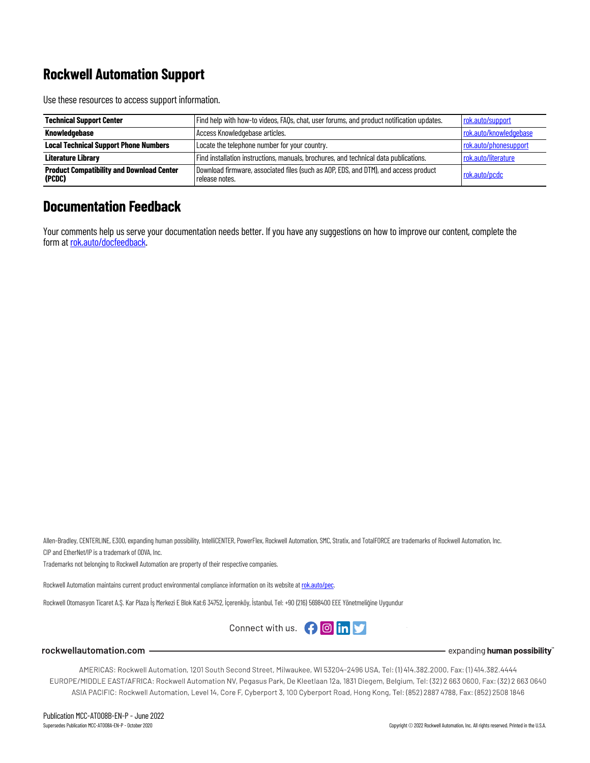## Rockwell Automation Support

Use these resources to access support information.

| | | |
|---|---|---|
| **Technical Support Center** | Find help with how-to videos, FAQs, chat, user forums, and product notification updates. | rok.auto/support |
| **Knowledgebase** | Access Knowledgebase articles. | rok.auto/knowledgebase |
| **Local Technical Support Phone Numbers** | Locate the telephone number for your country. | rok.auto/phonesupport |
| **Literature Library** | Find installation instructions, manuals, brochures, and technical data publications. | rok.auto/literature |
| **Product Compatibility and Download Center (PCDC)** | Download firmware, associated files (such as AOP, EDS, and DTM), and access product release notes. | rok.auto/pcdc |

## Documentation Feedback

Your comments help us serve your documentation needs better. If you have any suggestions on how to improve our content, complete the form at rok.auto/docfeedback.

Allen-Bradley, CENTERLINE, E300, expanding human possibility, IntelliCENTER, PowerFlex, Rockwell Automation, SMC, Stratix, and TotalFORCE are trademarks of Rockwell Automation, Inc.

CIP and EtherNet/IP is a trademark of ODVA, Inc.

Trademarks not belonging to Rockwell Automation are property of their respective companies.

Rockwell Automation maintains current product environmental compliance information on its website at rok.auto/pec.

Rockwell Otomasyon Ticaret A.Ş. Kar Plaza İş Merkezi E Blok Kat:6 34752, İçerenköy, İstanbul, Tel: +90 (216) 5698400 EEE Yönetmeliğine Uygundur

Connect with us.

rockwellautomation.com — expanding **human possibility**™

AMERICAS: Rockwell Automation, 1201 South Second Street, Milwaukee, WI 53204-2496 USA, Tel: (1) 414.382.2000, Fax: (1) 414.382.4444
EUROPE/MIDDLE EAST/AFRICA: Rockwell Automation NV, Pegasus Park, De Kleetlaan 12a, 1831 Diegem, Belgium, Tel: (32) 2 663 0600, Fax: (32) 2 663 0640
ASIA PACIFIC: Rockwell Automation, Level 14, Core F, Cyberport 3, 100 Cyberport Road, Hong Kong, Tel: (852) 2887 4788, Fax: (852) 2508 1846

Publication MCC-AT008B-EN-P - June 2022
Supersedes Publication MCC-AT008A-EN-P - October 2020

Copyright © 2022 Rockwell Automation, Inc. All rights reserved. Printed in the U.S.A.